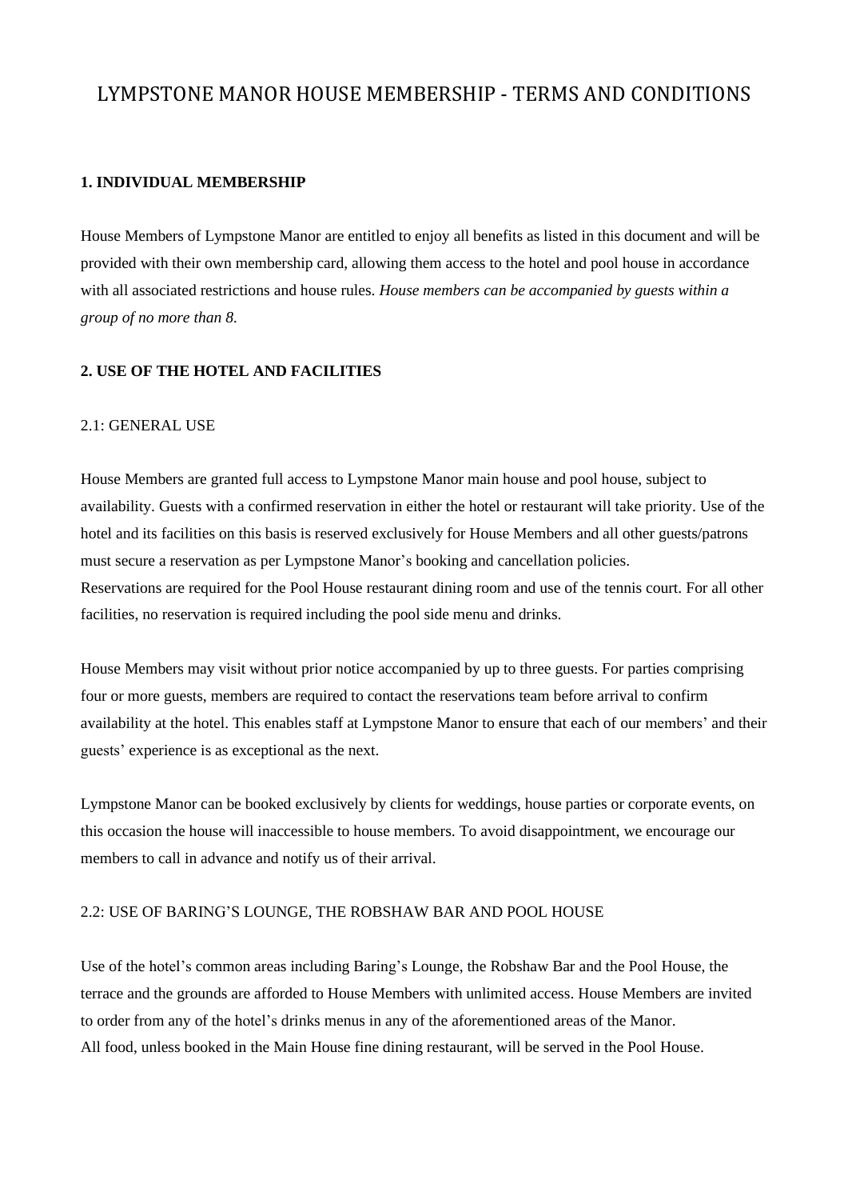# LYMPSTONE MANOR HOUSE MEMBERSHIP - TERMS AND CONDITIONS

## 1. INDIVIDUAL MEMBERSHIP

House Members of Lympstone Manor are entitled to enjoy all benefits as listed in this document and will be provided with their own membership card, allowing them access to the hotel and pool house in accordance with all associated restrictions and house rules. *House members can be accompanied by guests within a group of no more than 8.*

## 2. USE OF THE HOTEL AND FACILITIES

### 2.1: GENERAL USE

House Members are granted full access to Lympstone Manor main house and pool house, subject to availability. Guests with a confirmed reservation in either the hotel or restaurant will take priority. Use of the hotel and its facilities on this basis is reserved exclusively for House Members and all other guests/patrons must secure a reservation as per Lympstone Manor's booking and cancellation policies.
Reservations are required for the Pool House restaurant dining room and use of the tennis court. For all other facilities, no reservation is required including the pool side menu and drinks.

House Members may visit without prior notice accompanied by up to three guests. For parties comprising four or more guests, members are required to contact the reservations team before arrival to confirm availability at the hotel. This enables staff at Lympstone Manor to ensure that each of our members' and their guests' experience is as exceptional as the next.

Lympstone Manor can be booked exclusively by clients for weddings, house parties or corporate events, on this occasion the house will inaccessible to house members. To avoid disappointment, we encourage our members to call in advance and notify us of their arrival.

### 2.2: USE OF BARING'S LOUNGE, THE ROBSHAW BAR AND POOL HOUSE

Use of the hotel's common areas including Baring's Lounge, the Robshaw Bar and the Pool House, the terrace and the grounds are afforded to House Members with unlimited access. House Members are invited to order from any of the hotel's drinks menus in any of the aforementioned areas of the Manor.
All food, unless booked in the Main House fine dining restaurant, will be served in the Pool House.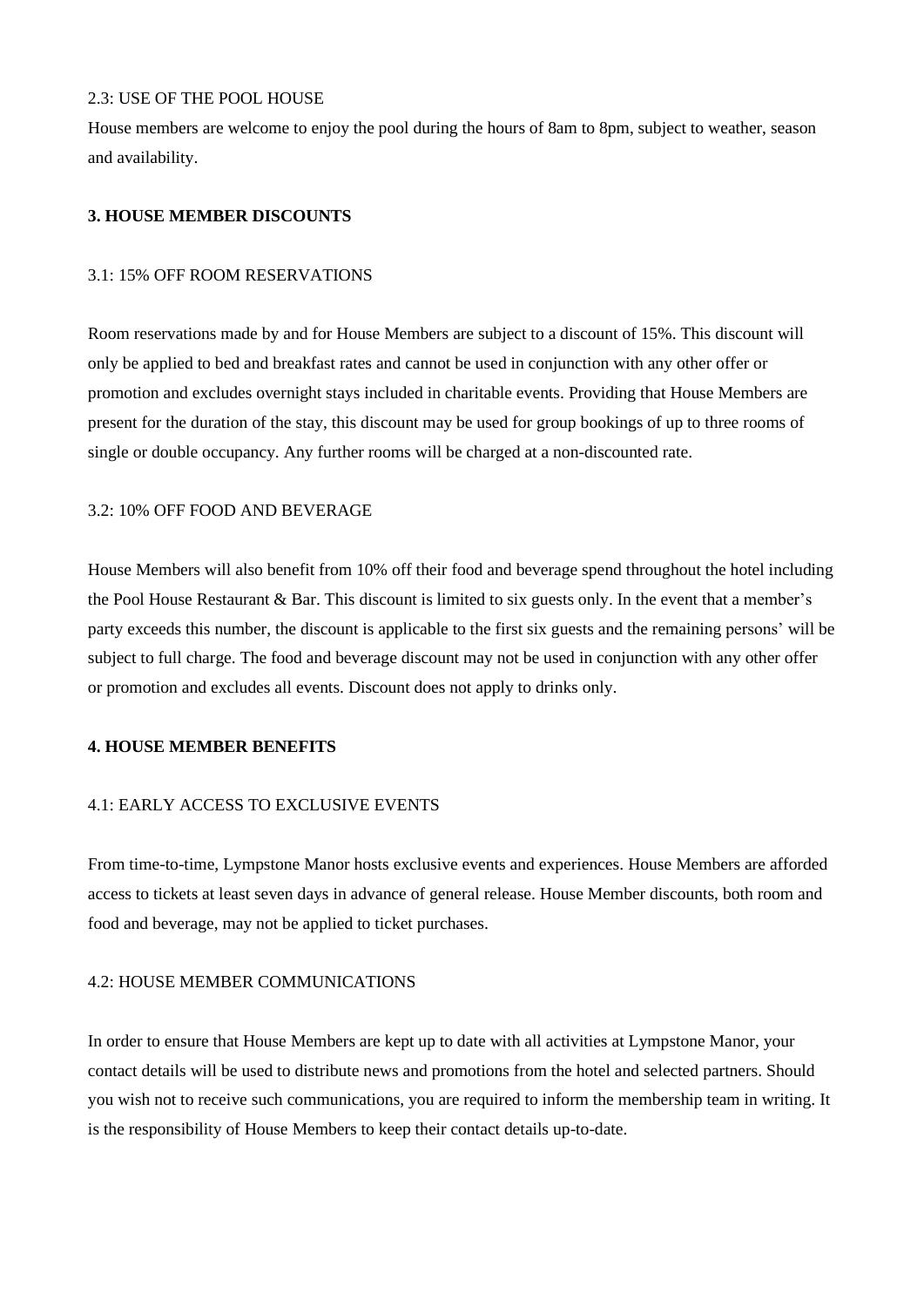### 2.3: USE OF THE POOL HOUSE

House members are welcome to enjoy the pool during the hours of 8am to 8pm, subject to weather, season and availability.

## 3. HOUSE MEMBER DISCOUNTS

### 3.1: 15% OFF ROOM RESERVATIONS

Room reservations made by and for House Members are subject to a discount of 15%. This discount will only be applied to bed and breakfast rates and cannot be used in conjunction with any other offer or promotion and excludes overnight stays included in charitable events. Providing that House Members are present for the duration of the stay, this discount may be used for group bookings of up to three rooms of single or double occupancy. Any further rooms will be charged at a non-discounted rate.

### 3.2: 10% OFF FOOD AND BEVERAGE

House Members will also benefit from 10% off their food and beverage spend throughout the hotel including the Pool House Restaurant & Bar. This discount is limited to six guests only. In the event that a member's party exceeds this number, the discount is applicable to the first six guests and the remaining persons' will be subject to full charge. The food and beverage discount may not be used in conjunction with any other offer or promotion and excludes all events. Discount does not apply to drinks only.

## 4. HOUSE MEMBER BENEFITS

### 4.1: EARLY ACCESS TO EXCLUSIVE EVENTS

From time-to-time, Lympstone Manor hosts exclusive events and experiences. House Members are afforded access to tickets at least seven days in advance of general release. House Member discounts, both room and food and beverage, may not be applied to ticket purchases.

### 4.2: HOUSE MEMBER COMMUNICATIONS

In order to ensure that House Members are kept up to date with all activities at Lympstone Manor, your contact details will be used to distribute news and promotions from the hotel and selected partners. Should you wish not to receive such communications, you are required to inform the membership team in writing. It is the responsibility of House Members to keep their contact details up-to-date.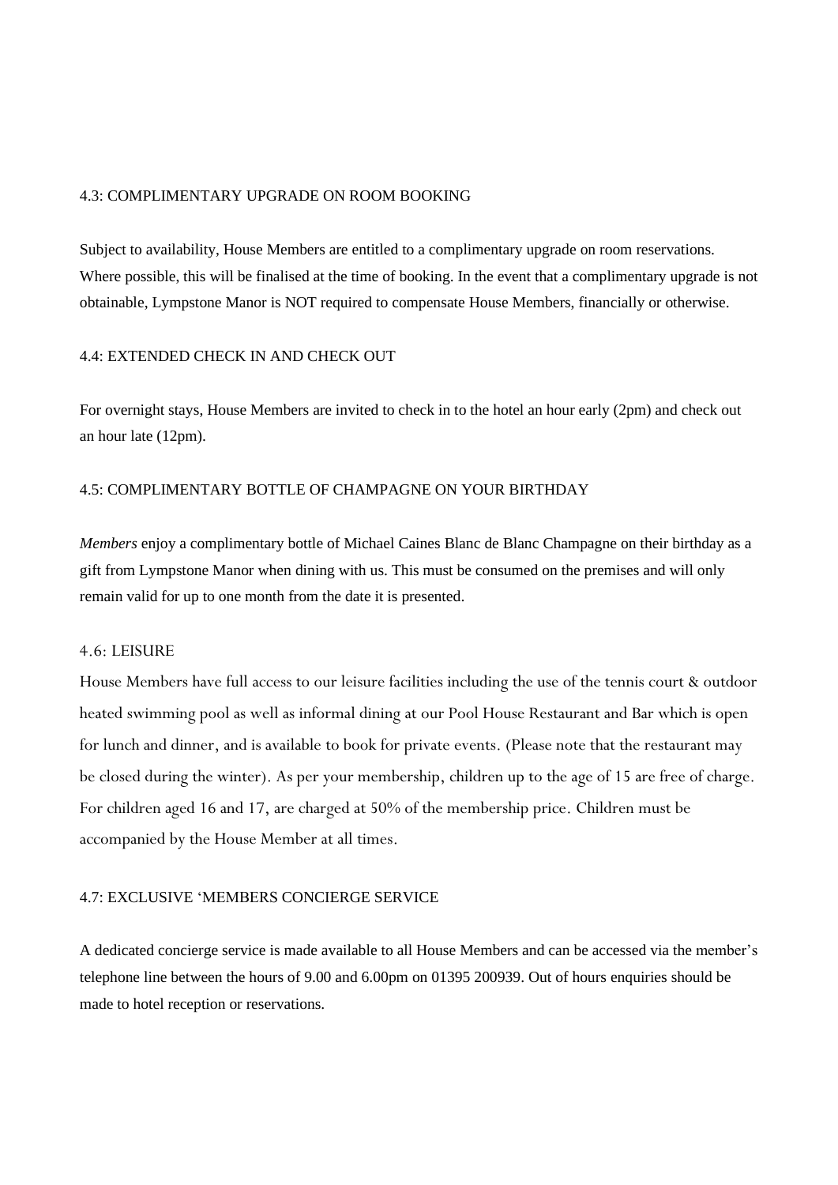### 4.3: COMPLIMENTARY UPGRADE ON ROOM BOOKING

Subject to availability, House Members are entitled to a complimentary upgrade on room reservations. Where possible, this will be finalised at the time of booking. In the event that a complimentary upgrade is not obtainable, Lympstone Manor is NOT required to compensate House Members, financially or otherwise.

### 4.4: EXTENDED CHECK IN AND CHECK OUT

For overnight stays, House Members are invited to check in to the hotel an hour early (2pm) and check out an hour late (12pm).

### 4.5: COMPLIMENTARY BOTTLE OF CHAMPAGNE ON YOUR BIRTHDAY

*Members* enjoy a complimentary bottle of Michael Caines Blanc de Blanc Champagne on their birthday as a gift from Lympstone Manor when dining with us. This must be consumed on the premises and will only remain valid for up to one month from the date it is presented.

### 4.6: LEISURE

House Members have full access to our leisure facilities including the use of the tennis court & outdoor heated swimming pool as well as informal dining at our Pool House Restaurant and Bar which is open for lunch and dinner, and is available to book for private events. (Please note that the restaurant may be closed during the winter). As per your membership, children up to the age of 15 are free of charge. For children aged 16 and 17, are charged at 50% of the membership price. Children must be accompanied by the House Member at all times.

### 4.7: EXCLUSIVE 'MEMBERS CONCIERGE SERVICE

A dedicated concierge service is made available to all House Members and can be accessed via the member's telephone line between the hours of 9.00 and 6.00pm on 01395 200939. Out of hours enquiries should be made to hotel reception or reservations.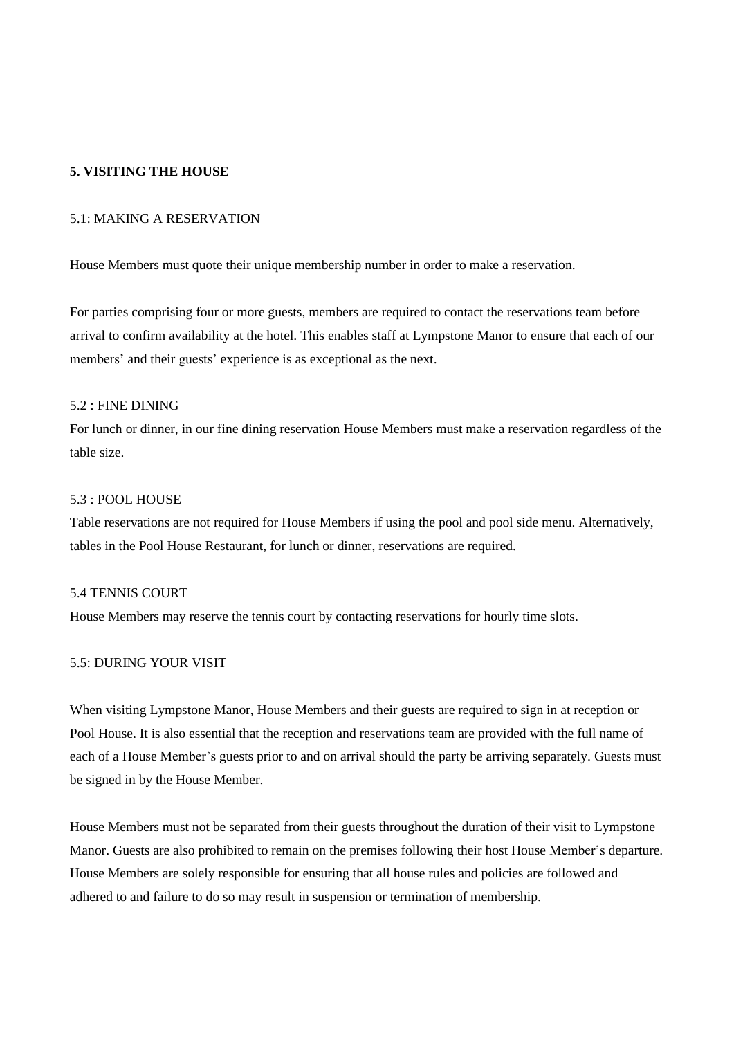## 5. VISITING THE HOUSE

### 5.1: MAKING A RESERVATION

House Members must quote their unique membership number in order to make a reservation.

For parties comprising four or more guests, members are required to contact the reservations team before arrival to confirm availability at the hotel. This enables staff at Lympstone Manor to ensure that each of our members' and their guests' experience is as exceptional as the next.

### 5.2 : FINE DINING

For lunch or dinner, in our fine dining reservation House Members must make a reservation regardless of the table size.

### 5.3 : POOL HOUSE

Table reservations are not required for House Members if using the pool and pool side menu. Alternatively, tables in the Pool House Restaurant, for lunch or dinner, reservations are required.

### 5.4 TENNIS COURT

House Members may reserve the tennis court by contacting reservations for hourly time slots.

### 5.5: DURING YOUR VISIT

When visiting Lympstone Manor, House Members and their guests are required to sign in at reception or Pool House. It is also essential that the reception and reservations team are provided with the full name of each of a House Member's guests prior to and on arrival should the party be arriving separately. Guests must be signed in by the House Member.

House Members must not be separated from their guests throughout the duration of their visit to Lympstone Manor. Guests are also prohibited to remain on the premises following their host House Member's departure. House Members are solely responsible for ensuring that all house rules and policies are followed and adhered to and failure to do so may result in suspension or termination of membership.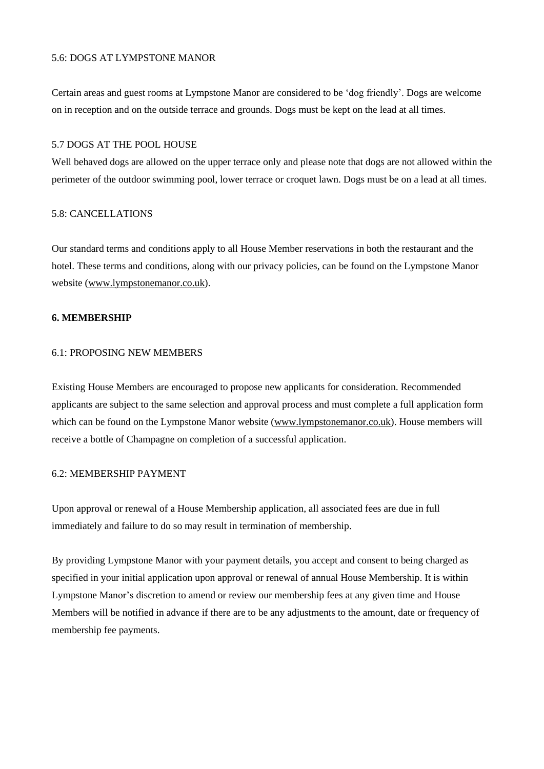### 5.6: DOGS AT LYMPSTONE MANOR

Certain areas and guest rooms at Lympstone Manor are considered to be 'dog friendly'. Dogs are welcome on in reception and on the outside terrace and grounds. Dogs must be kept on the lead at all times.

### 5.7 DOGS AT THE POOL HOUSE

Well behaved dogs are allowed on the upper terrace only and please note that dogs are not allowed within the perimeter of the outdoor swimming pool, lower terrace or croquet lawn. Dogs must be on a lead at all times.

### 5.8: CANCELLATIONS

Our standard terms and conditions apply to all House Member reservations in both the restaurant and the hotel. These terms and conditions, along with our privacy policies, can be found on the Lympstone Manor website (www.lympstonemanor.co.uk).

## 6. MEMBERSHIP

### 6.1: PROPOSING NEW MEMBERS

Existing House Members are encouraged to propose new applicants for consideration. Recommended applicants are subject to the same selection and approval process and must complete a full application form which can be found on the Lympstone Manor website (www.lympstonemanor.co.uk). House members will receive a bottle of Champagne on completion of a successful application.

### 6.2: MEMBERSHIP PAYMENT

Upon approval or renewal of a House Membership application, all associated fees are due in full immediately and failure to do so may result in termination of membership.

By providing Lympstone Manor with your payment details, you accept and consent to being charged as specified in your initial application upon approval or renewal of annual House Membership. It is within Lympstone Manor's discretion to amend or review our membership fees at any given time and House Members will be notified in advance if there are to be any adjustments to the amount, date or frequency of membership fee payments.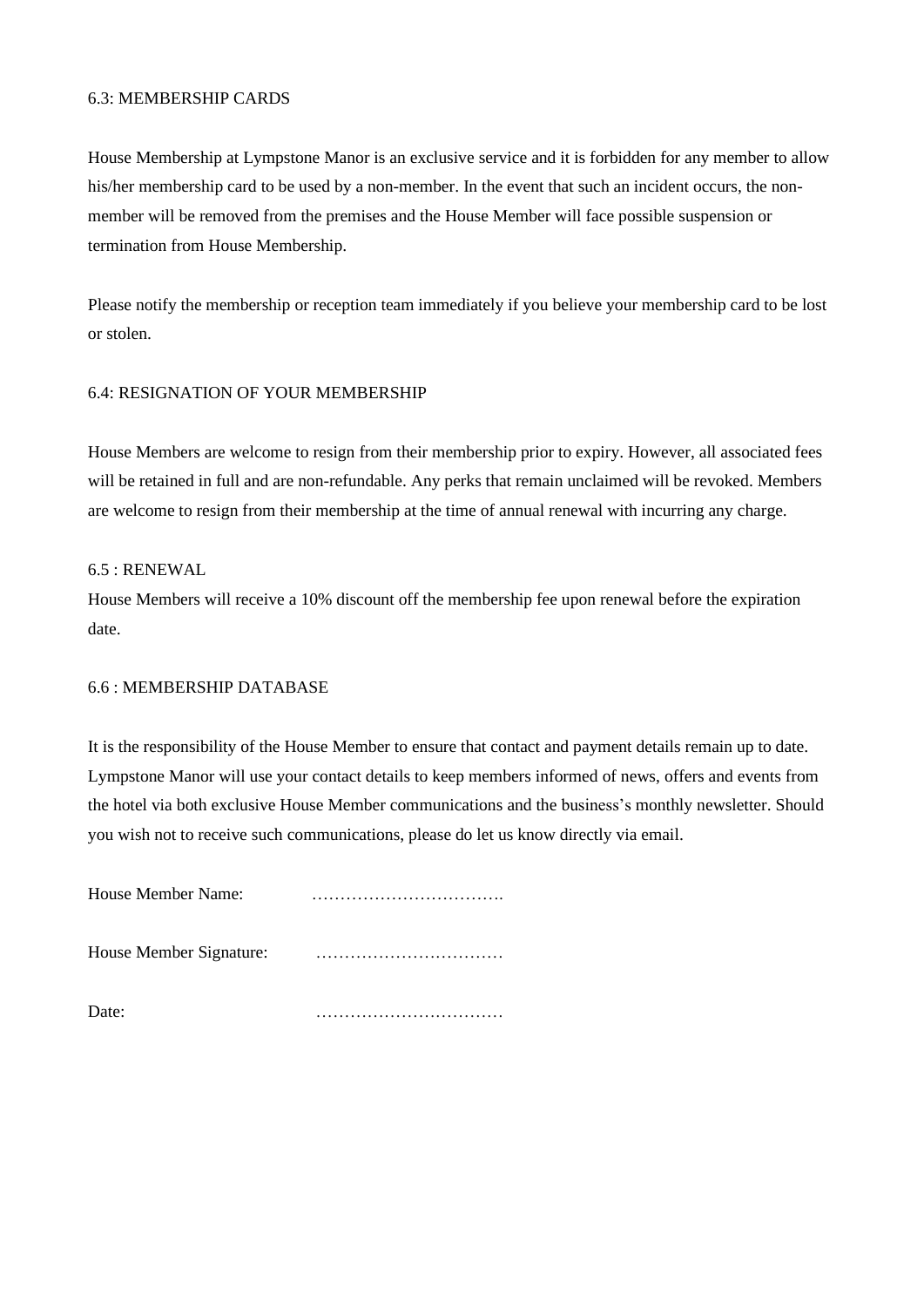6.3: MEMBERSHIP CARDS

House Membership at Lympstone Manor is an exclusive service and it is forbidden for any member to allow his/her membership card to be used by a non-member. In the event that such an incident occurs, the non-member will be removed from the premises and the House Member will face possible suspension or termination from House Membership.

Please notify the membership or reception team immediately if you believe your membership card to be lost or stolen.

6.4: RESIGNATION OF YOUR MEMBERSHIP

House Members are welcome to resign from their membership prior to expiry. However, all associated fees will be retained in full and are non-refundable. Any perks that remain unclaimed will be revoked. Members are welcome to resign from their membership at the time of annual renewal with incurring any charge.

6.5 : RENEWAL

House Members will receive a 10% discount off the membership fee upon renewal before the expiration date.

6.6 : MEMBERSHIP DATABASE

It is the responsibility of the House Member to ensure that contact and payment details remain up to date. Lympstone Manor will use your contact details to keep members informed of news, offers and events from the hotel via both exclusive House Member communications and the business's monthly newsletter. Should you wish not to receive such communications, please do let us know directly via email.

House Member Name: …………………………….

House Member Signature: ……………………………

Date: ……………………………